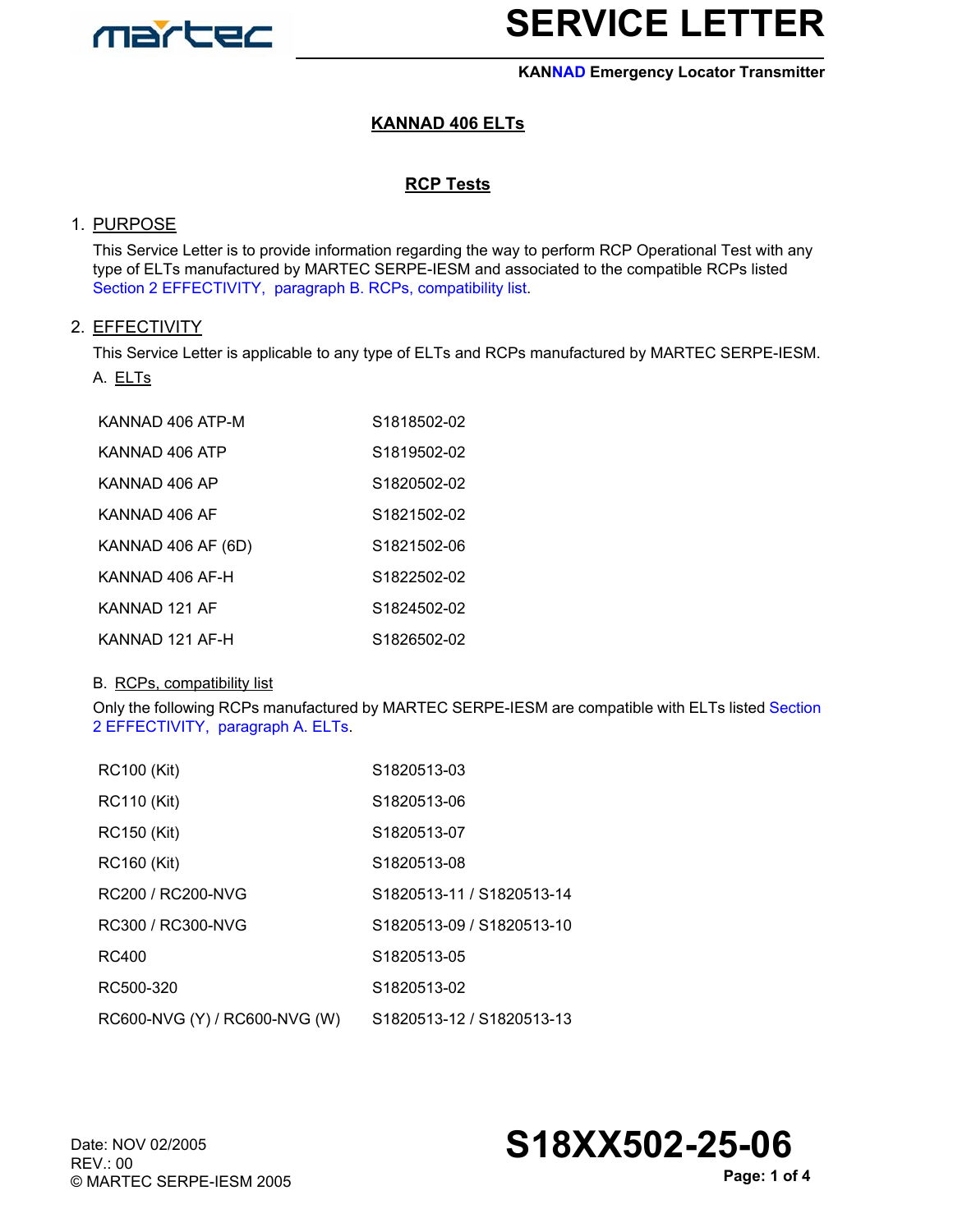# SERVICE LETTER

**KANNAD Emergency Locator Transmitter**

## KANNAD 406 ELTs

## RCP Tests

1. PURPOSE

This Service Letter is to provide information regarding the way to perform RCP Operational Test with any type of ELTs manufactured by MARTEC SERPE-IESM and associated to the compatible RCPs listed Section 2 EFFECTIVITY, paragraph B. RCPs, compatibility list.

2. EFFECTIVITY

This Service Letter is applicable to any type of ELTs and RCPs manufactured by MARTEC SERPE-IESM.

A. ELTs

| | |
|---|---|
| KANNAD 406 ATP-M | S1818502-02 |
| KANNAD 406 ATP | S1819502-02 |
| KANNAD 406 AP | S1820502-02 |
| KANNAD 406 AF | S1821502-02 |
| KANNAD 406 AF (6D) | S1821502-06 |
| KANNAD 406 AF-H | S1822502-02 |
| KANNAD 121 AF | S1824502-02 |
| KANNAD 121 AF-H | S1826502-02 |

B. RCPs, compatibility list

Only the following RCPs manufactured by MARTEC SERPE-IESM are compatible with ELTs listed Section 2 EFFECTIVITY, paragraph A. ELTs.

| | |
|---|---|
| RC100 (Kit) | S1820513-03 |
| RC110 (Kit) | S1820513-06 |
| RC150 (Kit) | S1820513-07 |
| RC160 (Kit) | S1820513-08 |
| RC200 / RC200-NVG | S1820513-11 / S1820513-14 |
| RC300 / RC300-NVG | S1820513-09 / S1820513-10 |
| RC400 | S1820513-05 |
| RC500-320 | S1820513-02 |
| RC600-NVG (Y) / RC600-NVG (W) | S1820513-12 / S1820513-13 |

Date: NOV 02/2005
REV.: 00
© MARTEC SERPE-IESM 2005

**S18XX502-25-06**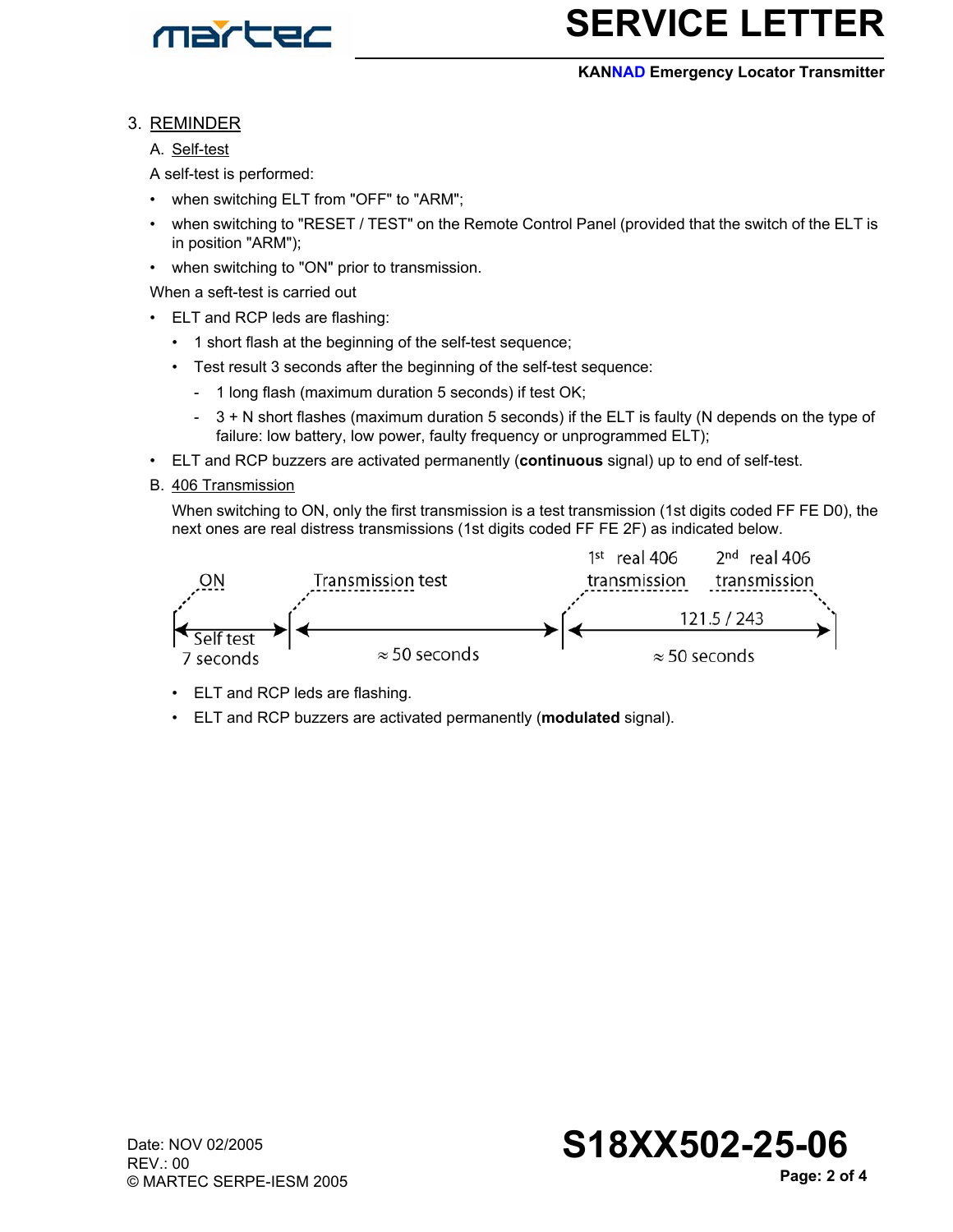3. REMINDER

A. Self-test

A self-test is performed:

- when switching ELT from "OFF" to "ARM";
- when switching to "RESET / TEST" on the Remote Control Panel (provided that the switch of the ELT is in position "ARM");
- when switching to "ON" prior to transmission.

When a seft-test is carried out

- ELT and RCP leds are flashing:
  - 1 short flash at the beginning of the self-test sequence;
  - Test result 3 seconds after the beginning of the self-test sequence:
    - 1 long flash (maximum duration 5 seconds) if test OK;
    - 3 + N short flashes (maximum duration 5 seconds) if the ELT is faulty (N depends on the type of failure: low battery, low power, faulty frequency or unprogrammed ELT);
- ELT and RCP buzzers are activated permanently (**continuous** signal) up to end of self-test.

B. 406 Transmission

When switching to ON, only the first transmission is a test transmission (1st digits coded FF FE D0), the next ones are real distress transmissions (1st digits coded FF FE 2F) as indicated below.

ON — Self test 7 seconds — Transmission test ≈ 50 seconds — 1st real 406 transmission — 121.5 / 243 ≈ 50 seconds — 2nd real 406 transmission

- ELT and RCP leds are flashing.
- ELT and RCP buzzers are activated permanently (**modulated** signal).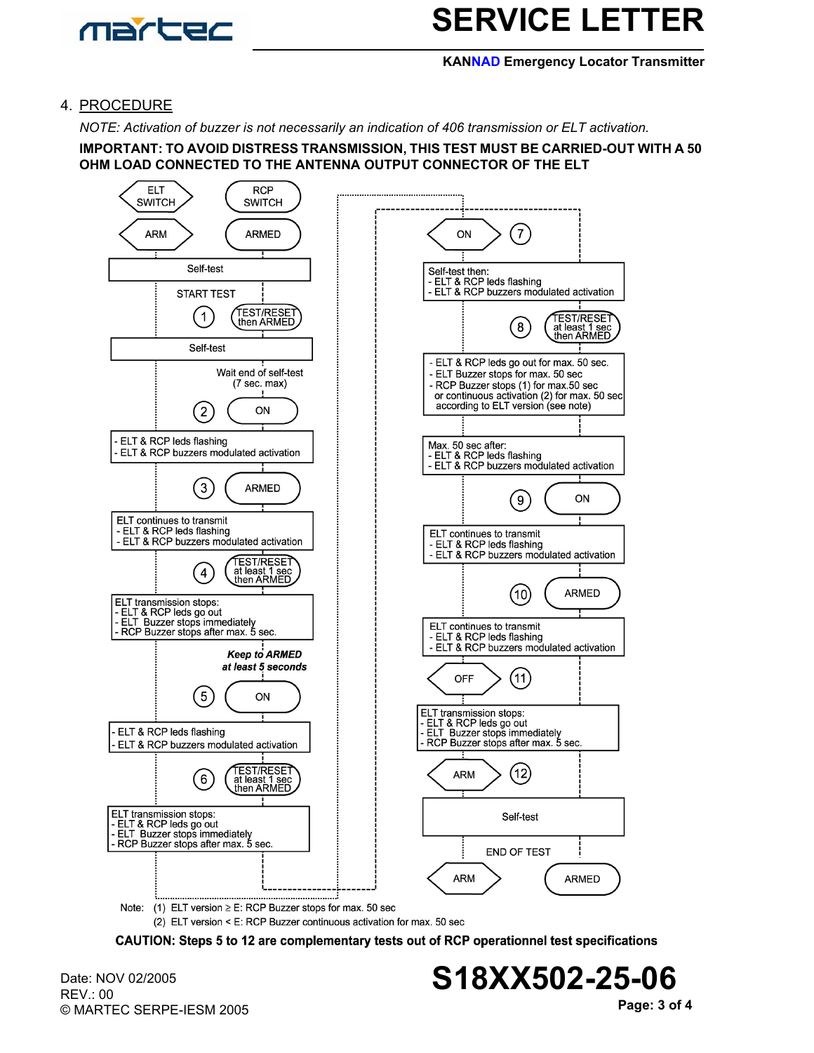## 4. PROCEDURE

*NOTE: Activation of buzzer is not necessarily an indication of 406 transmission or ELT activation.*

**IMPORTANT: TO AVOID DISTRESS TRANSMISSION, THIS TEST MUST BE CARRIED-OUT WITH A 50 OHM LOAD CONNECTED TO THE ANTENNA OUTPUT CONNECTOR OF THE ELT**

| Step | ELT SWITCH | RCP SWITCH | Result |
|---|---|---|---|
| | ARM | ARMED | Self-test |
| START TEST 1 | | TEST/RESET then ARMED | Self-test |
| | | | Wait end of self-test (7 sec. max) |
| 2 | | ON | - ELT & RCP leds flashing<br>- ELT & RCP buzzers modulated activation |
| 3 | | ARMED | ELT continues to transmit<br>- ELT & RCP leds flashing<br>- ELT & RCP buzzers modulated activation |
| 4 | | TEST/RESET at least 1 sec then ARMED | ELT transmission stops:<br>- ELT & RCP leds go out<br>- ELT Buzzer stops immediately<br>- RCP Buzzer stops after max. 5 sec. |
| | | ***Keep to ARMED at least 5 seconds*** | |
| 5 | | ON | - ELT & RCP leds flashing<br>- ELT & RCP buzzers modulated activation |
| 6 | | TEST/RESET at least 1 sec then ARMED | ELT transmission stops:<br>- ELT & RCP leds go out<br>- ELT Buzzer stops immediately<br>- RCP Buzzer stops after max. 5 sec. |
| 7 | ON | | Self-test then:<br>- ELT & RCP leds flashing<br>- ELT & RCP buzzers modulated activation |
| 8 | | TEST/RESET at least 1 sec then ARMED | - ELT & RCP leds go out for max. 50 sec.<br>- ELT Buzzer stops for max. 50 sec<br>- RCP Buzzer stops (1) for max.50 sec or continuous activation (2) for max. 50 sec according to ELT version (see note)<br><br>Max. 50 sec after:<br>- ELT & RCP leds flashing<br>- ELT & RCP buzzers modulated activation |
| 9 | | ON | ELT continues to transmit<br>- ELT & RCP leds flashing<br>- ELT & RCP buzzers modulated activation |
| 10 | | ARMED | ELT continues to transmit<br>- ELT & RCP leds flashing<br>- ELT & RCP buzzers modulated activation |
| 11 | OFF | | ELT transmission stops:<br>- ELT & RCP leds go out<br>- ELT Buzzer stops immediately<br>- RCP Buzzer stops after max. 5 sec. |
| 12 | ARM | | Self-test |
| END OF TEST | ARM | ARMED | |

Note: (1) ELT version ≥ E: RCP Buzzer stops for max. 50 sec
(2) ELT version < E: RCP Buzzer continuous activation for max. 50 sec

**CAUTION: Steps 5 to 12 are complementary tests out of RCP operationnel test specifications**

Date: NOV 02/2005
REV.: 00
© MARTEC SERPE-IESM 2005

**S18XX502-25-06**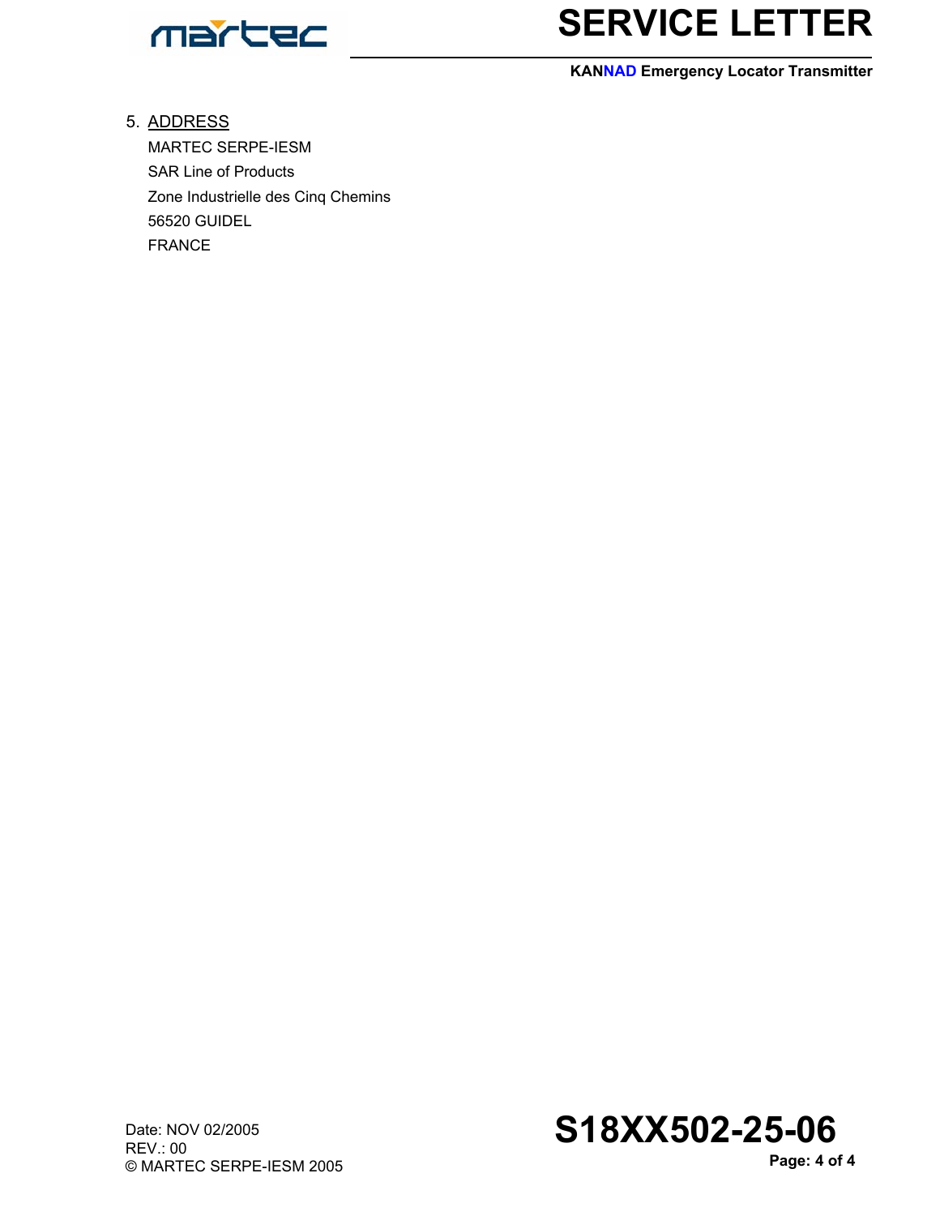5. ADDRESS

MARTEC SERPE-IESM
SAR Line of Products
Zone Industrielle des Cinq Chemins
56520 GUIDEL
FRANCE